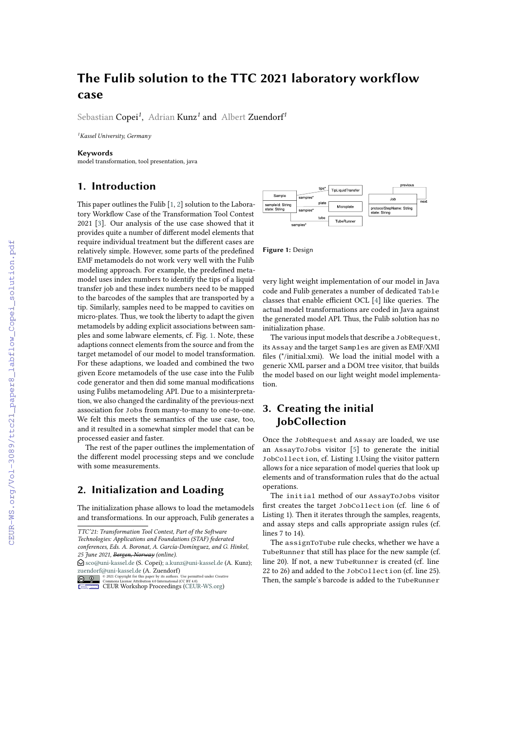# The Fulib solution to the TTC 2021 laboratory workflow case

Sebastian Copei[1], Adrian Kunz[1] and Albert Zuendorf[1]

[1]Kassel University, Germany

**Keywords**
model transformation, tool presentation, java

## 1. Introduction

This paper outlines the Fulib [1, 2] solution to the Laboratory Workflow Case of the Transformation Tool Contest 2021 [3]. Our analysis of the use case showed that it provides quite a number of different model elements that require individual treatment but the different cases are relatively simple. However, some parts of the predefined EMF metamodels do not work very well with the Fulib modeling approach. For example, the predefined metamodel uses index numbers to identify the tips of a liquid transfer job and these index numbers need to be mapped to the barcodes of the samples that are transported by a tip. Similarly, samples need to be mapped to cavities on micro-plates. Thus, we took the liberty to adapt the given metamodels by adding explicit associations between samples and some labware elements, cf. Fig. 1. Note, these adaptions connect elements from the source and from the target metamodel of our model to model transformation. For these adaptions, we loaded and combined the two given Ecore metamodels of the use case into the Fulib code generator and then did some manual modifications using Fulibs metamodeling API. Due to a misinterpretation, we also changed the cardinality of the previous-next association for `Jobs` from many-to-many to one-to-one. We felt this meets the semantics of the use case, too, and it resulted in a somewhat simpler model that can be processed easier and faster.

The rest of the paper outlines the implementation of the different model processing steps and we conclude with some measurements.

**Figure 1:** Design

## 2. Initialization and Loading

The initialization phase allows to load the metamodels and transformations. In our approach, Fulib generates a very light weight implementation of our model in Java code and Fulib generates a number of dedicated `Table` classes that enable efficient OCL [4] like queries. The actual model transformations are coded in Java against the generated model API. Thus, the Fulib solution has no initialization phase.

The various input models that describe a `JobRequest`, its `Assay` and the target `Samples` are given as EMF/XMI files (*/initial.xmi). We load the initial model with a generic XML parser and a DOM tree visitor, that builds the model based on our light weight model implementation.

## 3. Creating the initial JobCollection

Once the `JobRequest` and `Assay` are loaded, we use an `AssayToJobs` visitor [5] to generate the initial `JobCollection`, cf. Listing 1.Using the visitor pattern allows for a nice separation of model queries that look up elements and of transformation rules that do the actual operations.

The `initial` method of our `AssayToJobs` visitor first creates the target `JobCollection` (cf. line 6 of Listing 1). Then it iterates through the samples, reagents, and assay steps and calls appropriate assign rules (cf. lines 7 to 14).

The `assignToTube` rule checks, whether we have a `TubeRunner` that still has place for the new sample (cf. line 20). If not, a new `TubeRunner` is created (cf. line 22 to 26) and added to the `JobCollection` (cf. line 25). Then, the sample's barcode is added to the `TubeRunner`

---

*TTC'21: Transformation Tool Contest, Part of the Software Technologies: Applications and Foundations (STAF) federated conferences, Eds. A. Boronat, A. García-Domínguez, and G. Hinkel, 25 June 2021, ~~Bergen, Norway~~ (online).*

sco@uni-kassel.de (S. Copei); a.kunz@uni-kassel.de (A. Kunz); zuendorf@uni-kassel.de (A. Zuendorf)

© 2021 Copyright for this paper by its authors. Use permitted under Creative Commons License Attribution 4.0 International (CC BY 4.0).

CEUR Workshop Proceedings (CEUR-WS.org)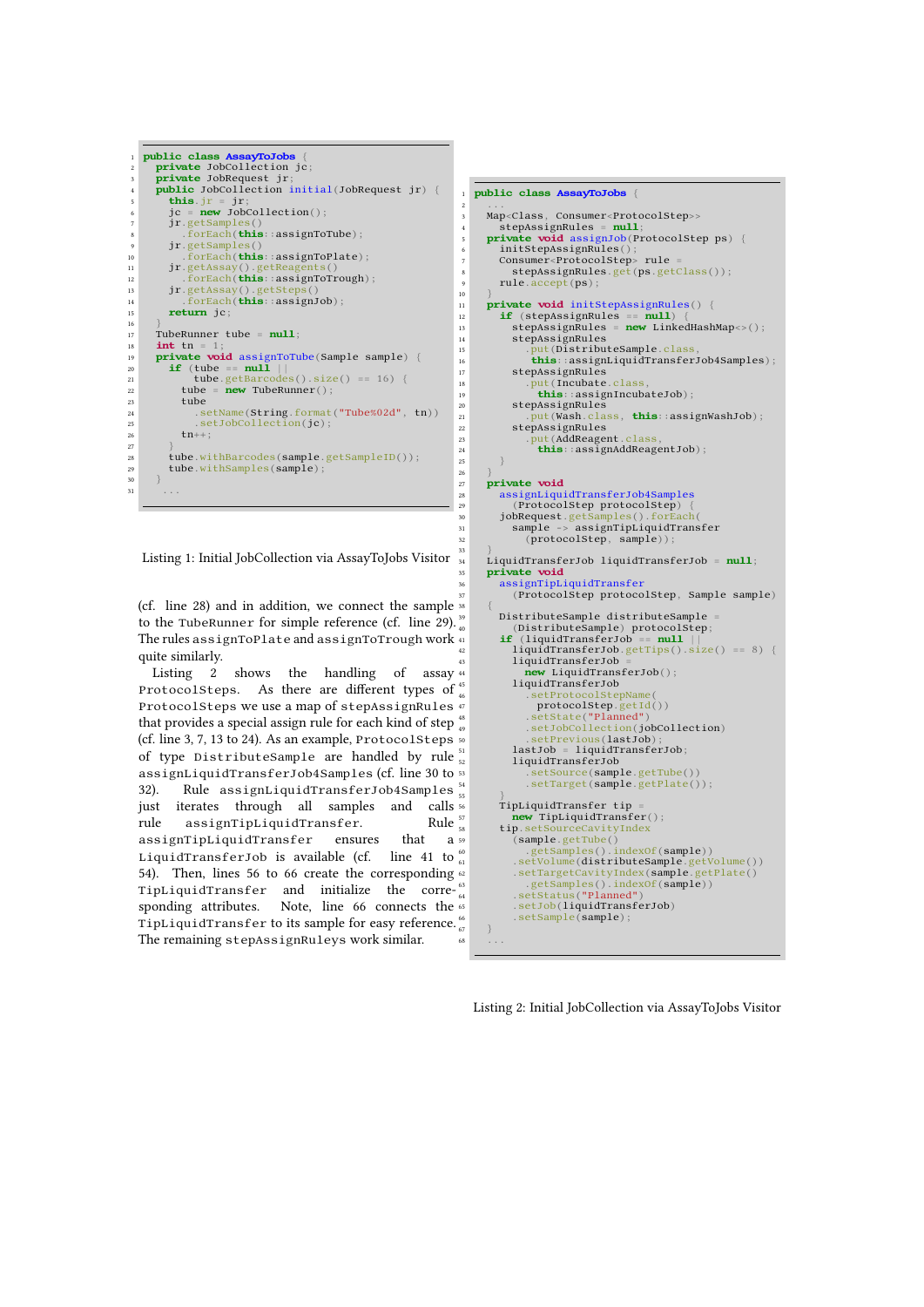```java
public class AssayToJobs {
  private JobCollection jc;
  private JobRequest jr;
  public JobCollection initial(JobRequest jr) {
    this.jr = jr;
    jc = new JobCollection();
    jr.getSamples()
      .forEach(this::assignToTube);
    jr.getSamples()
      .forEach(this::assignToPlate);
    jr.getAssay().getReagents()
      .forEach(this::assignToTrough);
    jr.getAssay().getSteps()
      .forEach(this::assignJob);
    return jc;
  }
  TubeRunner tube = null;
  int tn = 1;
  private void assignToTube(Sample sample) {
    if (tube == null ||
        tube.getBarcodes().size() == 16) {
      tube = new TubeRunner();
      tube
        .setName(String.format("Tube%02d", tn))
        .setJobCollection(jc);
      tn++;
    }
    tube.withBarcodes(sample.getSampleID());
    tube.withSamples(sample);
  }
  ...
```

Listing 1: Initial JobCollection via AssayToJobs Visitor

(cf. line 28) and in addition, we connect the sample to the TubeRunner for simple reference (cf. line 29). The rules assignToPlate and assignToTrough work quite similarly.

Listing 2 shows the handling of assay ProtocolSteps. As there are different types of ProtocolSteps we use a map of stepAssignRules that provides a special assign rule for each kind of step (cf. line 3, 7, 13 to 24). As an example, ProtocolSteps of type DistributeSample are handled by rule assignLiquidTransferJob4Samples (cf. line 30 to 32). Rule assignLiquidTransferJob4Samples just iterates through all samples and calls rule assignTipLiquidTransfer. Rule assignTipLiquidTransfer ensures that a LiquidTransferJob is available (cf. line 41 to 54). Then, lines 56 to 66 create the corresponding TipLiquidTransfer and initialize the corresponding attributes. Note, line 66 connects the TipLiquidTransfer to its sample for easy reference. The remaining stepAssignRuleys work similar.

```java
public class AssayToJobs {
  ...
  Map<Class, Consumer<ProtocolStep>>
    stepAssignRules = null;
  private void assignJob(ProtocolStep ps) {
    initStepAssignRules();
    Consumer<ProtocolStep> rule =
      stepAssignRules.get(ps.getClass());
    rule.accept(ps);
  }
  private void initStepAssignRules() {
    if (stepAssignRules == null) {
      stepAssignRules = new LinkedHashMap<>();
      stepAssignRules
        .put(DistributeSample.class,
         this::assignLiquidTransferJob4Samples);
      stepAssignRules
        .put(Incubate.class,
          this::assignIncubateJob);
      stepAssignRules
        .put(Wash.class, this::assignWashJob);
      stepAssignRules
        .put(AddReagent.class,
          this::assignAddReagentJob);
    }
  }
  private void
    assignLiquidTransferJob4Samples
      (ProtocolStep protocolStep) {
    jobRequest.getSamples().forEach(
      sample -> assignTipLiquidTransfer
        (protocolStep, sample));
  }
  LiquidTransferJob liquidTransferJob = null;
  private void
    assignTipLiquidTransfer
      (ProtocolStep protocolStep, Sample sample)
  {
    DistributeSample distributeSample =
      (DistributeSample) protocolStep;
    if (liquidTransferJob == null ||
      liquidTransferJob.getTips().size() == 8) {
      liquidTransferJob =
        new LiquidTransferJob();
      liquidTransferJob
        .setProtocolStepName(
          protocolStep.getId())
        .setState("Planned")
        .setJobCollection(jobCollection)
        .setPrevious(lastJob);
      lastJob = liquidTransferJob;
      liquidTransferJob
        .setSource(sample.getTube())
        .setTarget(sample.getPlate());
    }
    TipLiquidTransfer tip =
      new TipLiquidTransfer();
    tip.setSourceCavityIndex
      (sample.getTube()
        .getSamples().indexOf(sample))
      .setVolume(distributeSample.getVolume())
      .setTargetCavityIndex(sample.getPlate()
        .getSamples().indexOf(sample))
      .setStatus("Planned")
      .setJob(liquidTransferJob)
      .setSample(sample);
  }
  ...
```

Listing 2: Initial JobCollection via AssayToJobs Visitor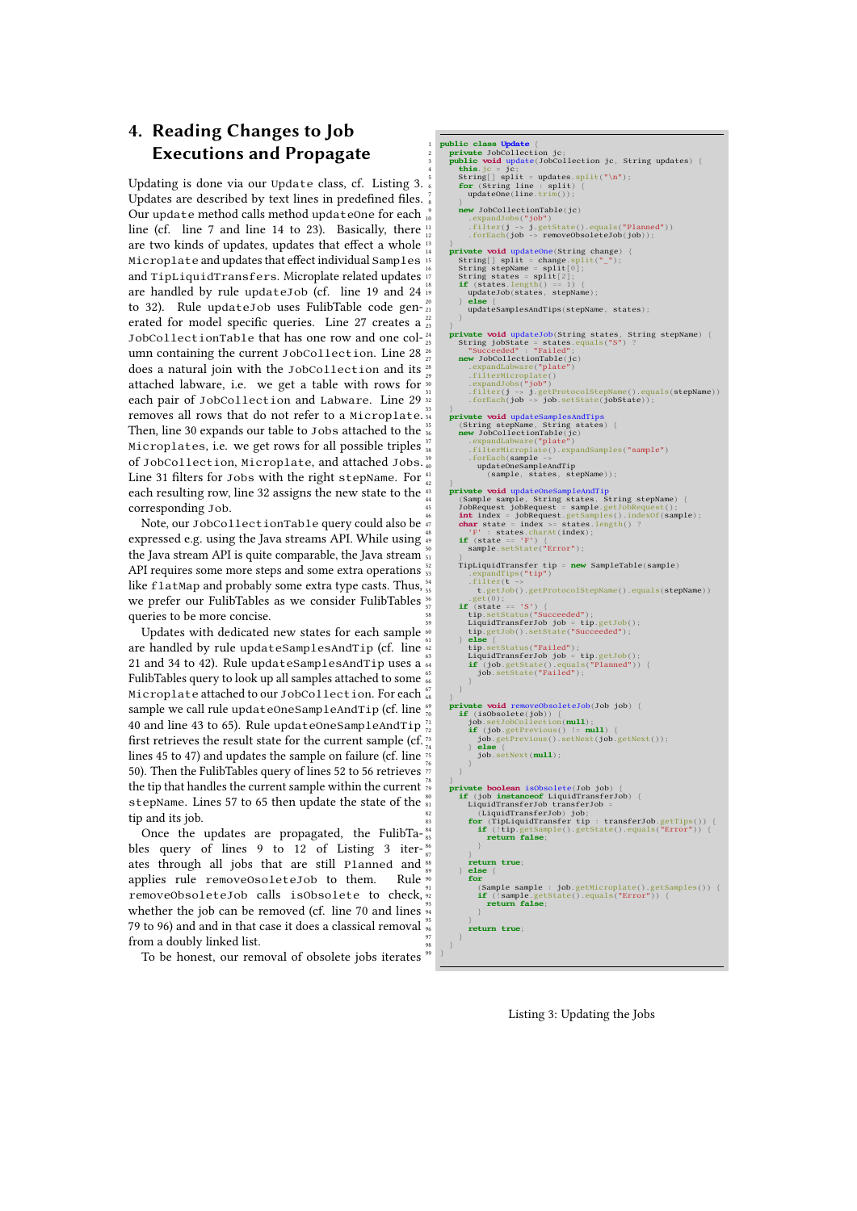## 4. Reading Changes to Job Executions and Propagate

Updating is done via our `Update` class, cf. Listing 3. Updates are described by text lines in predefined files. Our `update` method calls method `updateOne` for each line (cf. line 7 and line 14 to 23). Basically, there are two kinds of updates, updates that effect a whole `Microplate` and updates that effect individual `Samples` and `TipLiquidTransfers`. Microplate related updates are handled by rule `updateJob` (cf. line 19 and 24 to 32). Rule `updateJob` uses FulibTable code generated for model specific queries. Line 27 creates a `JobCollectionTable` that has one row and one column containing the current `JobCollection`. Line 28 does a natural join with the `JobCollection` and its attached labware, i.e. we get a table with rows for each pair of `JobCollection` and `Labware`. Line 29 removes all rows that do not refer to a `Microplate`. Then, line 30 expands our table to `Jobs` attached to the `Microplates`, i.e. we get rows for all possible triples of `JobCollection`, `Microplate`, and attached `Jobs`. Line 31 filters for `Jobs` with the right `stepName`. For each resulting row, line 32 assigns the new state to the corresponding `Job`.

Note, our `JobCollectionTable` query could also be expressed e.g. using the Java streams API. While using the Java stream API is quite comparable, the Java stream API requires some more steps and some extra operations like `flatMap` and probably some extra type casts. Thus, we prefer our FulibTables as we consider FulibTables queries to be more concise.

Updates with dedicated new states for each sample are handled by rule `updateSamplesAndTip` (cf. line 21 and 34 to 42). Rule `updateSamplesAndTip` uses a FulibTables query to look up all samples attached to some `Microplate` attached to our `JobCollection`. For each sample we call rule `updateOneSampleAndTip` (cf. line 40 and line 43 to 65). Rule `updateOneSampleAndTip` first retrieves the result state for the current sample (cf. lines 45 to 47) and updates the sample on failure (cf. line 50). Then the FulibTables query of lines 52 to 56 retrieves the tip that handles the current sample within the current `stepName`. Lines 57 to 65 then update the state of the tip and its job.

Once the updates are propagated, the FulibTables query of lines 9 to 12 of Listing 3 iterates through all jobs that are still `Planned` and applies rule `removeOsoleteJob` to them. Rule `removeObsoleteJob` calls `isObsolete` to check, whether the job can be removed (cf. line 70 and lines 79 to 96) and and in that case it does a classical removal from a doubly linked list.

To be honest, our removal of obsolete jobs iterates

```java
public class Update {
  private JobCollection jc;
  public void update(JobCollection jc, String updates) {
    this.jc = jc;
    String[] split = updates.split("\n");
    for (String line : split) {
      updateOne(line.trim());
    }
    new JobCollectionTable(jc)
      .expandJobs("job")
      .filter(j -> j.getState().equals("Planned"))
      .forEach(job -> removeObsoleteJob(job));
  }
  private void updateOne(String change) {
    String[] split = change.split("_");
    String stepName = split[0];
    String states = split[2];
    if (states.length() == 1) {
      updateJob(states, stepName);
    } else {
      updateSamplesAndTips(stepName, states);
    }
  }

  private void updateJob(String states, String stepName) {
    String jobState = states.equals("S") ?
      "Succeeded" : "Failed";
    new JobCollectionTable(jc)
      .expandLabware("plate")
      .filterMicroplate()
      .expandJobs("job")
      .filter(j -> j.getProtocolStepName().equals(stepName))
      .forEach(job -> job.setState(jobState));
  }

  private void updateSamplesAndTips
    (String stepName, String states) {
    new JobCollectionTable(jc)
      .expandLabware("plate")
      .filterMicroplate().expandSamples("sample")
      .forEach(sample ->
        updateOneSampleAndTip
          (sample, states, stepName));
  }
  private void updateOneSampleAndTip
    (Sample sample, String states, String stepName) {
    JobRequest jobRequest = sample.getJobRequest();
    int index = jobRequest.getSamples().indexOf(sample);
    char state = index >= states.length() ?
      'F' : states.charAt(index);
    if (state == 'F') {
      sample.setState("Error");
    }
    TipLiquidTransfer tip = new SampleTable(sample)
      .expandTips("tip")
      .filter(t ->
        t.getJob().getProtocolStepName().equals(stepName))
      .get(0);
    if (state == 'S') {
      tip.setStatus("Succeeded");
      LiquidTransferJob job = tip.getJob();
      tip.getJob().setState("Succeeded");
    } else {
      tip.setStatus("Failed");
      LiquidTransferJob job = tip.getJob();
      if (job.getState().equals("Planned")) {
        job.setState("Failed");
      }
    }
  }
  private void removeObsoleteJob(Job job) {
    if (isObsolete(job)) {
      job.setJobCollection(null);
      if (job.getPrevious() != null) {
        job.getPrevious().setNext(job.getNext());
      } else {
        job.setNext(null);
      }
    }
  }
  private boolean isObsolete(Job job) {
    if (job instanceof LiquidTransferJob) {
      LiquidTransferJob transferJob =
        (LiquidTransferJob) job;
      for (TipLiquidTransfer tip : transferJob.getTips()) {
        if (!tip.getSample().getState().equals("Error")) {
          return false;
        }
      }
      return true;
    } else {
      for
        (Sample sample : job.getMicroplate().getSamples()) {
        if (!sample.getState().equals("Error")) {
          return false;
        }
      }
      return true;
    }
  }
}
```

Listing 3: Updating the Jobs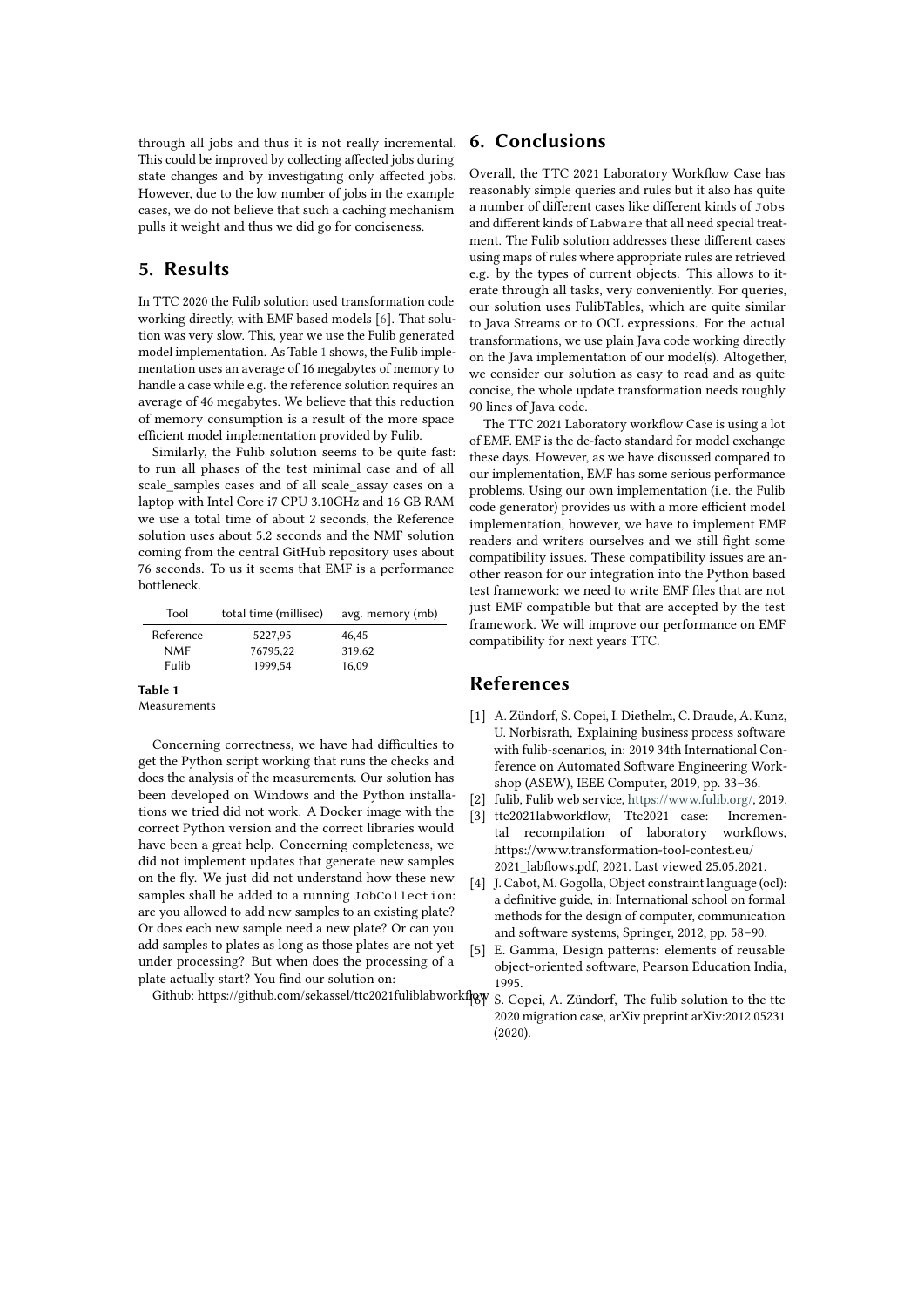through all jobs and thus it is not really incremental. This could be improved by collecting affected jobs during state changes and by investigating only affected jobs. However, due to the low number of jobs in the example cases, we do not believe that such a caching mechanism pulls it weight and thus we did go for conciseness.

## 5. Results

In TTC 2020 the Fulib solution used transformation code working directly, with EMF based models [6]. That solution was very slow. This, year we use the Fulib generated model implementation. As Table 1 shows, the Fulib implementation uses an average of 16 megabytes of memory to handle a case while e.g. the reference solution requires an average of 46 megabytes. We believe that this reduction of memory consumption is a result of the more space efficient model implementation provided by Fulib.

Similarly, the Fulib solution seems to be quite fast: to run all phases of the test minimal case and of all scale_samples cases and of all scale_assay cases on a laptop with Intel Core i7 CPU 3.10GHz and 16 GB RAM we use a total time of about 2 seconds, the Reference solution uses about 5.2 seconds and the NMF solution coming from the central GitHub repository uses about 76 seconds. To us it seems that EMF is a performance bottleneck.

| Tool | total time (millisec) | avg. memory (mb) |
|---|---|---|
| Reference | 5227,95 | 46,45 |
| NMF | 76795,22 | 319,62 |
| Fulib | 1999,54 | 16,09 |

**Table 1**
Measurements

Concerning correctness, we have had difficulties to get the Python script working that runs the checks and does the analysis of the measurements. Our solution has been developed on Windows and the Python installations we tried did not work. A Docker image with the correct Python version and the correct libraries would have been a great help. Concerning completeness, we did not implement updates that generate new samples on the fly. We just did not understand how these new samples shall be added to a running `JobCollection`: are you allowed to add new samples to an existing plate? Or does each new sample need a new plate? Or can you add samples to plates as long as those plates are not yet under processing? But when does the processing of a plate actually start? You find our solution on:

Github: https://github.com/sekassel/ttc2021fuliblabworkflow

## 6. Conclusions

Overall, the TTC 2021 Laboratory Workflow Case has reasonably simple queries and rules but it also has quite a number of different cases like different kinds of `Jobs` and different kinds of `Labware` that all need special treatment. The Fulib solution addresses these different cases using maps of rules where appropriate rules are retrieved e.g. by the types of current objects. This allows to iterate through all tasks, very conveniently. For queries, our solution uses FulibTables, which are quite similar to Java Streams or to OCL expressions. For the actual transformations, we use plain Java code working directly on the Java implementation of our model(s). Altogether, we consider our solution as easy to read and as quite concise, the whole update transformation needs roughly 90 lines of Java code.

The TTC 2021 Laboratory workflow Case is using a lot of EMF. EMF is the de-facto standard for model exchange these days. However, as we have discussed compared to our implementation, EMF has some serious performance problems. Using our own implementation (i.e. the Fulib code generator) provides us with a more efficient model implementation, however, we have to implement EMF readers and writers ourselves and we still fight some compatibility issues. These compatibility issues are another reason for our integration into the Python based test framework: we need to write EMF files that are not just EMF compatible but that are accepted by the test framework. We will improve our performance on EMF compatibility for next years TTC.

## References

[1] A. Zündorf, S. Copei, I. Diethelm, C. Draude, A. Kunz, U. Norbisrath, Explaining business process software with fulib-scenarios, in: 2019 34th International Conference on Automated Software Engineering Workshop (ASEW), IEEE Computer, 2019, pp. 33–36.

[2] fulib, Fulib web service, https://www.fulib.org/, 2019.

[3] ttc2021labworkflow, Ttc2021 case: Incremental recompilation of laboratory workflows, https://www.transformation-tool-contest.eu/2021_labflows.pdf, 2021. Last viewed 25.05.2021.

[4] J. Cabot, M. Gogolla, Object constraint language (ocl): a definitive guide, in: International school on formal methods for the design of computer, communication and software systems, Springer, 2012, pp. 58–90.

[5] E. Gamma, Design patterns: elements of reusable object-oriented software, Pearson Education India, 1995.

[6] S. Copei, A. Zündorf, The fulib solution to the ttc 2020 migration case, arXiv preprint arXiv:2012.05231 (2020).